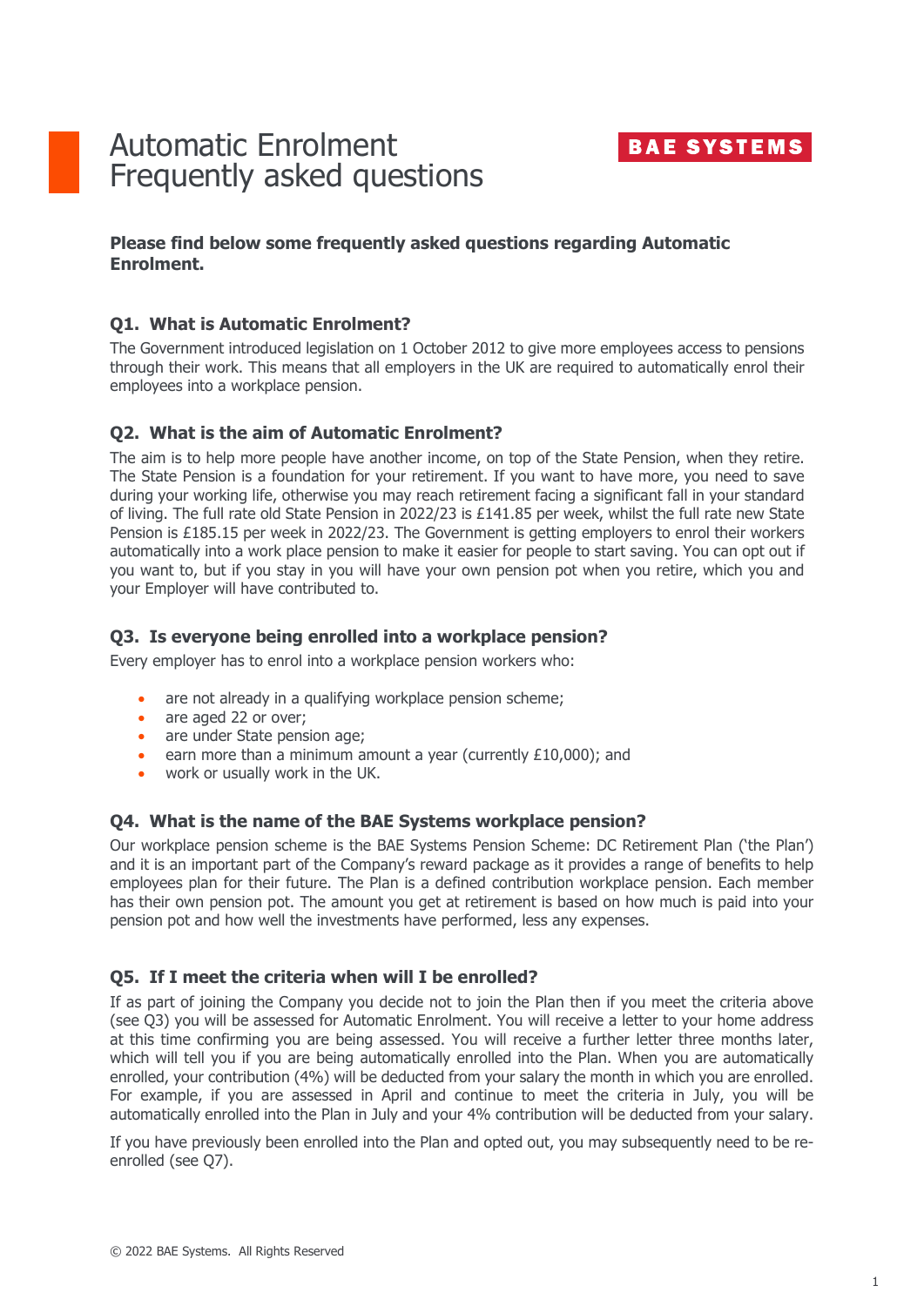# Automatic Enrolment Frequently asked questions

BAE SYSTEMS

**Please find below some frequently asked questions regarding Automatic Enrolment.**

## Q1. What is Automatic Enrolment?

The Government introduced legislation on 1 October 2012 to give more employees access to pensions through their work. This means that all employers in the UK are required to automatically enrol their employees into a workplace pension.

## Q2. What is the aim of Automatic Enrolment?

The aim is to help more people have another income, on top of the State Pension, when they retire. The State Pension is a foundation for your retirement. If you want to have more, you need to save during your working life, otherwise you may reach retirement facing a significant fall in your standard of living. The full rate old State Pension in 2022/23 is £141.85 per week, whilst the full rate new State Pension is £185.15 per week in 2022/23. The Government is getting employers to enrol their workers automatically into a work place pension to make it easier for people to start saving. You can opt out if you want to, but if you stay in you will have your own pension pot when you retire, which you and your Employer will have contributed to.

## Q3. Is everyone being enrolled into a workplace pension?

Every employer has to enrol into a workplace pension workers who:

- are not already in a qualifying workplace pension scheme;
- are aged 22 or over;
- are under State pension age;
- earn more than a minimum amount a year (currently £10,000); and
- work or usually work in the UK.

## Q4. What is the name of the BAE Systems workplace pension?

Our workplace pension scheme is the BAE Systems Pension Scheme: DC Retirement Plan ('the Plan') and it is an important part of the Company's reward package as it provides a range of benefits to help employees plan for their future. The Plan is a defined contribution workplace pension. Each member has their own pension pot. The amount you get at retirement is based on how much is paid into your pension pot and how well the investments have performed, less any expenses.

## Q5. If I meet the criteria when will I be enrolled?

If as part of joining the Company you decide not to join the Plan then if you meet the criteria above (see Q3) you will be assessed for Automatic Enrolment. You will receive a letter to your home address at this time confirming you are being assessed. You will receive a further letter three months later, which will tell you if you are being automatically enrolled into the Plan. When you are automatically enrolled, your contribution (4%) will be deducted from your salary the month in which you are enrolled. For example, if you are assessed in April and continue to meet the criteria in July, you will be automatically enrolled into the Plan in July and your 4% contribution will be deducted from your salary.

If you have previously been enrolled into the Plan and opted out, you may subsequently need to be re-enrolled (see Q7).

© 2022 BAE Systems. All Rights Reserved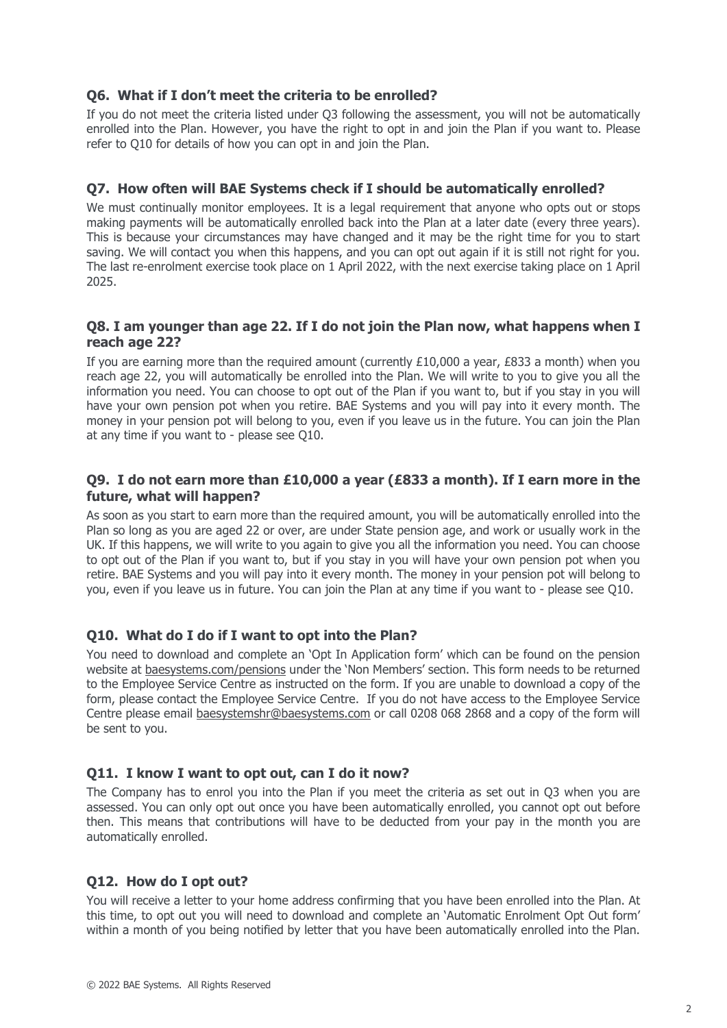### Q6. What if I don't meet the criteria to be enrolled?

If you do not meet the criteria listed under Q3 following the assessment, you will not be automatically enrolled into the Plan. However, you have the right to opt in and join the Plan if you want to. Please refer to Q10 for details of how you can opt in and join the Plan.

### Q7. How often will BAE Systems check if I should be automatically enrolled?

We must continually monitor employees. It is a legal requirement that anyone who opts out or stops making payments will be automatically enrolled back into the Plan at a later date (every three years). This is because your circumstances may have changed and it may be the right time for you to start saving. We will contact you when this happens, and you can opt out again if it is still not right for you. The last re-enrolment exercise took place on 1 April 2022, with the next exercise taking place on 1 April 2025.

### Q8. I am younger than age 22. If I do not join the Plan now, what happens when I reach age 22?

If you are earning more than the required amount (currently £10,000 a year, £833 a month) when you reach age 22, you will automatically be enrolled into the Plan. We will write to you to give you all the information you need. You can choose to opt out of the Plan if you want to, but if you stay in you will have your own pension pot when you retire. BAE Systems and you will pay into it every month. The money in your pension pot will belong to you, even if you leave us in the future. You can join the Plan at any time if you want to - please see Q10.

### Q9. I do not earn more than £10,000 a year (£833 a month). If I earn more in the future, what will happen?

As soon as you start to earn more than the required amount, you will be automatically enrolled into the Plan so long as you are aged 22 or over, are under State pension age, and work or usually work in the UK. If this happens, we will write to you again to give you all the information you need. You can choose to opt out of the Plan if you want to, but if you stay in you will have your own pension pot when you retire. BAE Systems and you will pay into it every month. The money in your pension pot will belong to you, even if you leave us in future. You can join the Plan at any time if you want to - please see Q10.

### Q10. What do I do if I want to opt into the Plan?

You need to download and complete an 'Opt In Application form' which can be found on the pension website at baesystems.com/pensions under the 'Non Members' section. This form needs to be returned to the Employee Service Centre as instructed on the form. If you are unable to download a copy of the form, please contact the Employee Service Centre. If you do not have access to the Employee Service Centre please email baesystemshr@baesystems.com or call 0208 068 2868 and a copy of the form will be sent to you.

### Q11. I know I want to opt out, can I do it now?

The Company has to enrol you into the Plan if you meet the criteria as set out in Q3 when you are assessed. You can only opt out once you have been automatically enrolled, you cannot opt out before then. This means that contributions will have to be deducted from your pay in the month you are automatically enrolled.

### Q12. How do I opt out?

You will receive a letter to your home address confirming that you have been enrolled into the Plan. At this time, to opt out you will need to download and complete an 'Automatic Enrolment Opt Out form' within a month of you being notified by letter that you have been automatically enrolled into the Plan.

© 2022 BAE Systems. All Rights Reserved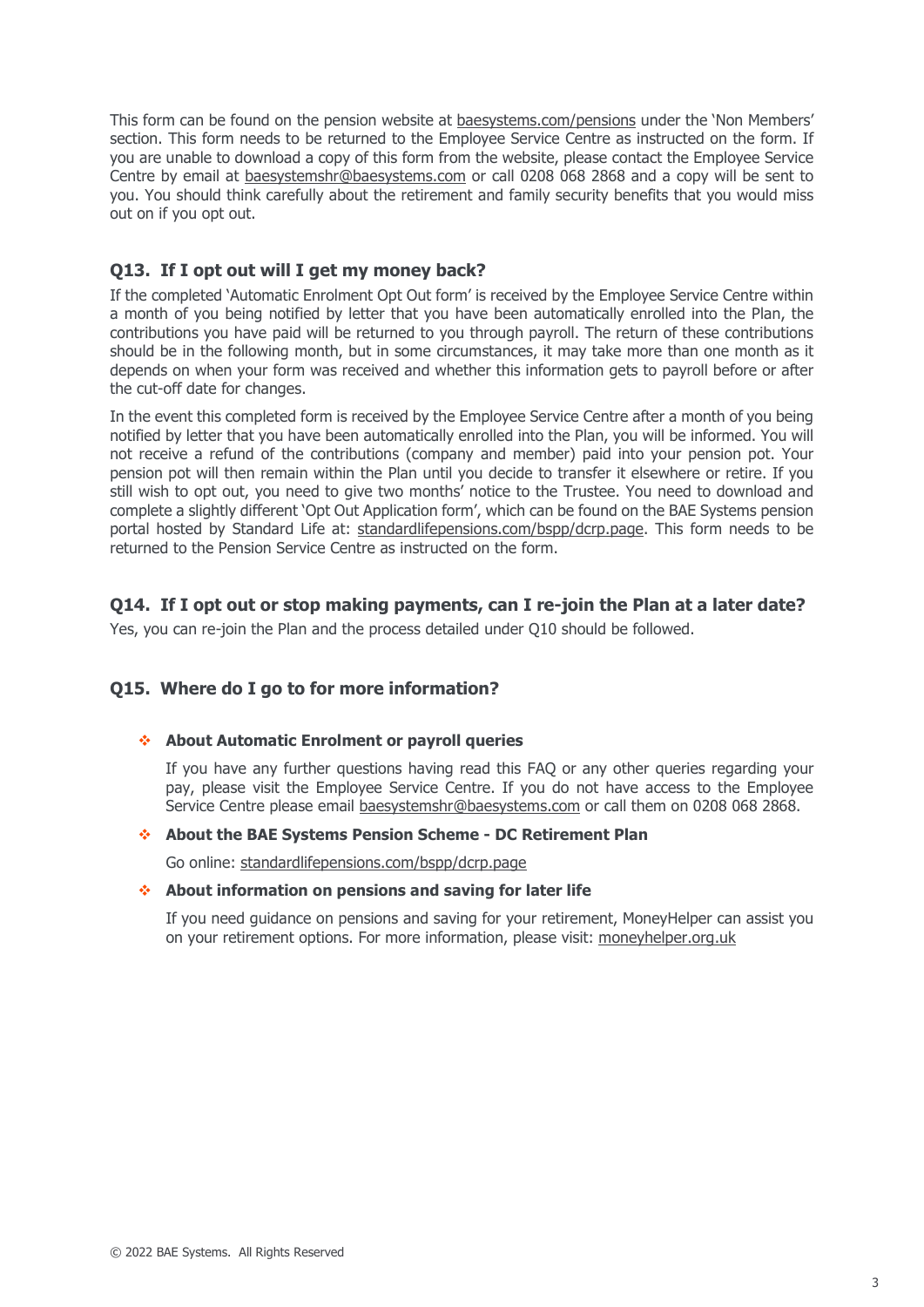This form can be found on the pension website at baesystems.com/pensions under the 'Non Members' section. This form needs to be returned to the Employee Service Centre as instructed on the form. If you are unable to download a copy of this form from the website, please contact the Employee Service Centre by email at baesystemshr@baesystems.com or call 0208 068 2868 and a copy will be sent to you. You should think carefully about the retirement and family security benefits that you would miss out on if you opt out.

## Q13. If I opt out will I get my money back?

If the completed 'Automatic Enrolment Opt Out form' is received by the Employee Service Centre within a month of you being notified by letter that you have been automatically enrolled into the Plan, the contributions you have paid will be returned to you through payroll. The return of these contributions should be in the following month, but in some circumstances, it may take more than one month as it depends on when your form was received and whether this information gets to payroll before or after the cut-off date for changes.

In the event this completed form is received by the Employee Service Centre after a month of you being notified by letter that you have been automatically enrolled into the Plan, you will be informed. You will not receive a refund of the contributions (company and member) paid into your pension pot. Your pension pot will then remain within the Plan until you decide to transfer it elsewhere or retire. If you still wish to opt out, you need to give two months' notice to the Trustee. You need to download and complete a slightly different 'Opt Out Application form', which can be found on the BAE Systems pension portal hosted by Standard Life at: standardlifepensions.com/bspp/dcrp.page. This form needs to be returned to the Pension Service Centre as instructed on the form.

## Q14. If I opt out or stop making payments, can I re-join the Plan at a later date?

Yes, you can re-join the Plan and the process detailed under Q10 should be followed.

## Q15. Where do I go to for more information?

- **About Automatic Enrolment or payroll queries**

  If you have any further questions having read this FAQ or any other queries regarding your pay, please visit the Employee Service Centre. If you do not have access to the Employee Service Centre please email baesystemshr@baesystems.com or call them on 0208 068 2868.

- **About the BAE Systems Pension Scheme - DC Retirement Plan**

  Go online: standardlifepensions.com/bspp/dcrp.page

- **About information on pensions and saving for later life**

  If you need guidance on pensions and saving for your retirement, MoneyHelper can assist you on your retirement options. For more information, please visit: moneyhelper.org.uk

© 2022 BAE Systems. All Rights Reserved